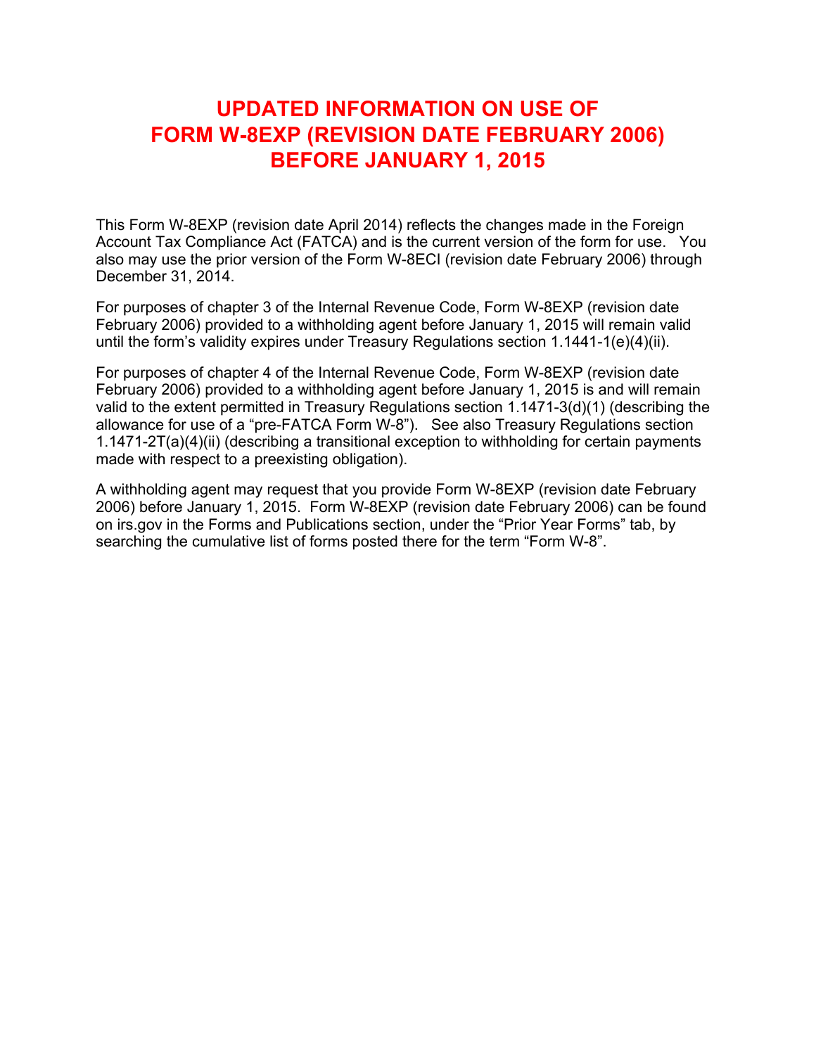# UPDATED INFORMATION ON USE OF FORM W-8EXP (REVISION DATE FEBRUARY 2006) BEFORE JANUARY 1, 2015

This Form W-8EXP (revision date April 2014) reflects the changes made in the Foreign Account Tax Compliance Act (FATCA) and is the current version of the form for use. You also may use the prior version of the Form W-8ECI (revision date February 2006) through December 31, 2014.

For purposes of chapter 3 of the Internal Revenue Code, Form W-8EXP (revision date February 2006) provided to a withholding agent before January 1, 2015 will remain valid until the form's validity expires under Treasury Regulations section 1.1441-1(e)(4)(ii).

For purposes of chapter 4 of the Internal Revenue Code, Form W-8EXP (revision date February 2006) provided to a withholding agent before January 1, 2015 is and will remain valid to the extent permitted in Treasury Regulations section 1.1471-3(d)(1) (describing the allowance for use of a "pre-FATCA Form W-8"). See also Treasury Regulations section 1.1471-2T(a)(4)(ii) (describing a transitional exception to withholding for certain payments made with respect to a preexisting obligation).

A withholding agent may request that you provide Form W-8EXP (revision date February 2006) before January 1, 2015. Form W-8EXP (revision date February 2006) can be found on irs.gov in the Forms and Publications section, under the "Prior Year Forms" tab, by searching the cumulative list of forms posted there for the term "Form W-8".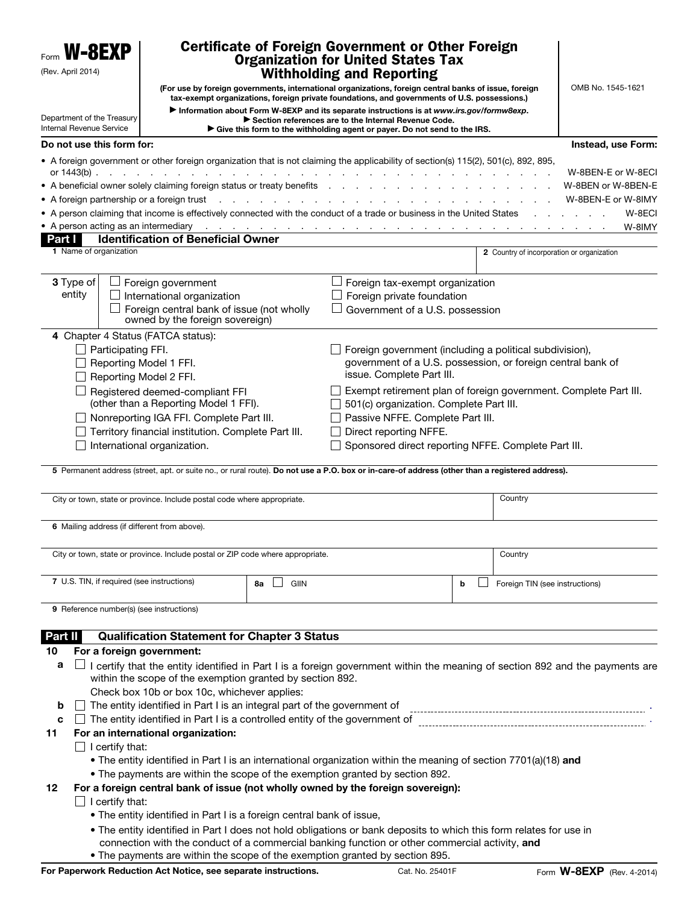Form **W-8EXP**
(Rev. April 2014)
Department of the Treasury
Internal Revenue Service

# Certificate of Foreign Government or Other Foreign Organization for United States Tax Withholding and Reporting

**(For use by foreign governments, international organizations, foreign central banks of issue, foreign tax-exempt organizations, foreign private foundations, and governments of U.S. possessions.)**

**▶ Information about Form W-8EXP and its separate instructions is at *www.irs.gov/formw8exp*.**
**▶ Section references are to the Internal Revenue Code.**
**▶ Give this form to the withholding agent or payer. Do not send to the IRS.**

OMB No. 1545-1621

| **Do not use this form for:** | **Instead, use Form:** |
|---|---|
| • A foreign government or other foreign organization that is not claiming the applicability of section(s) 115(2), 501(c), 892, 895, or 1443(b) | W-8BEN-E or W-8ECI |
| • A beneficial owner solely claiming foreign status or treaty benefits | W-8BEN or W-8BEN-E |
| • A foreign partnership or a foreign trust | W-8BEN-E or W-8IMY |
| • A person claiming that income is effectively connected with the conduct of a trade or business in the United States | W-8ECI |
| • A person acting as an intermediary | W-8IMY |

## Part I Identification of Beneficial Owner

**1** Name of organization

**2** Country of incorporation or organization

**3** Type of entity

- ☐ Foreign government
- ☐ International organization
- ☐ Foreign central bank of issue (not wholly owned by the foreign sovereign)
- ☐ Foreign tax-exempt organization
- ☐ Foreign private foundation
- ☐ Government of a U.S. possession

**4** Chapter 4 Status (FATCA status):

- ☐ Participating FFI.
- ☐ Reporting Model 1 FFI.
- ☐ Reporting Model 2 FFI.
- ☐ Registered deemed-compliant FFI (other than a Reporting Model 1 FFI).
- ☐ Nonreporting IGA FFI. Complete Part III.
- ☐ Territory financial institution. Complete Part III.
- ☐ International organization.
- ☐ Foreign government (including a political subdivision), government of a U.S. possession, or foreign central bank of issue. Complete Part III.
- ☐ Exempt retirement plan of foreign government. Complete Part III.
- ☐ 501(c) organization. Complete Part III.
- ☐ Passive NFFE. Complete Part III.
- ☐ Direct reporting NFFE.
- ☐ Sponsored direct reporting NFFE. Complete Part III.

**5** Permanent address (street, apt. or suite no., or rural route). **Do not use a P.O. box or in-care-of address (other than a registered address).**

City or town, state or province. Include postal code where appropriate. | Country

**6** Mailing address (if different from above).

City or town, state or province. Include postal or ZIP code where appropriate. | Country

**7** U.S. TIN, if required (see instructions)

**8a** ☐ GIIN

**b** ☐ Foreign TIN (see instructions)

**9** Reference number(s) (see instructions)

## Part II Qualification Statement for Chapter 3 Status

**10 For a foreign government:**

**a** ☐ I certify that the entity identified in Part I is a foreign government within the meaning of section 892 and the payments are within the scope of the exemption granted by section 892.

Check box 10b or box 10c, whichever applies:

**b** ☐ The entity identified in Part I is an integral part of the government of ____________________.

**c** ☐ The entity identified in Part I is a controlled entity of the government of ____________________.

**11 For an international organization:**

☐ I certify that:

- The entity identified in Part I is an international organization within the meaning of section 7701(a)(18) **and**
- The payments are within the scope of the exemption granted by section 892.

**12 For a foreign central bank of issue (not wholly owned by the foreign sovereign):**

☐ I certify that:

- The entity identified in Part I is a foreign central bank of issue,
- The entity identified in Part I does not hold obligations or bank deposits to which this form relates for use in connection with the conduct of a commercial banking function or other commercial activity, **and**
- The payments are within the scope of the exemption granted by section 895.

**For Paperwork Reduction Act Notice, see separate instructions.** Cat. No. 25401F Form **W-8EXP** (Rev. 4-2014)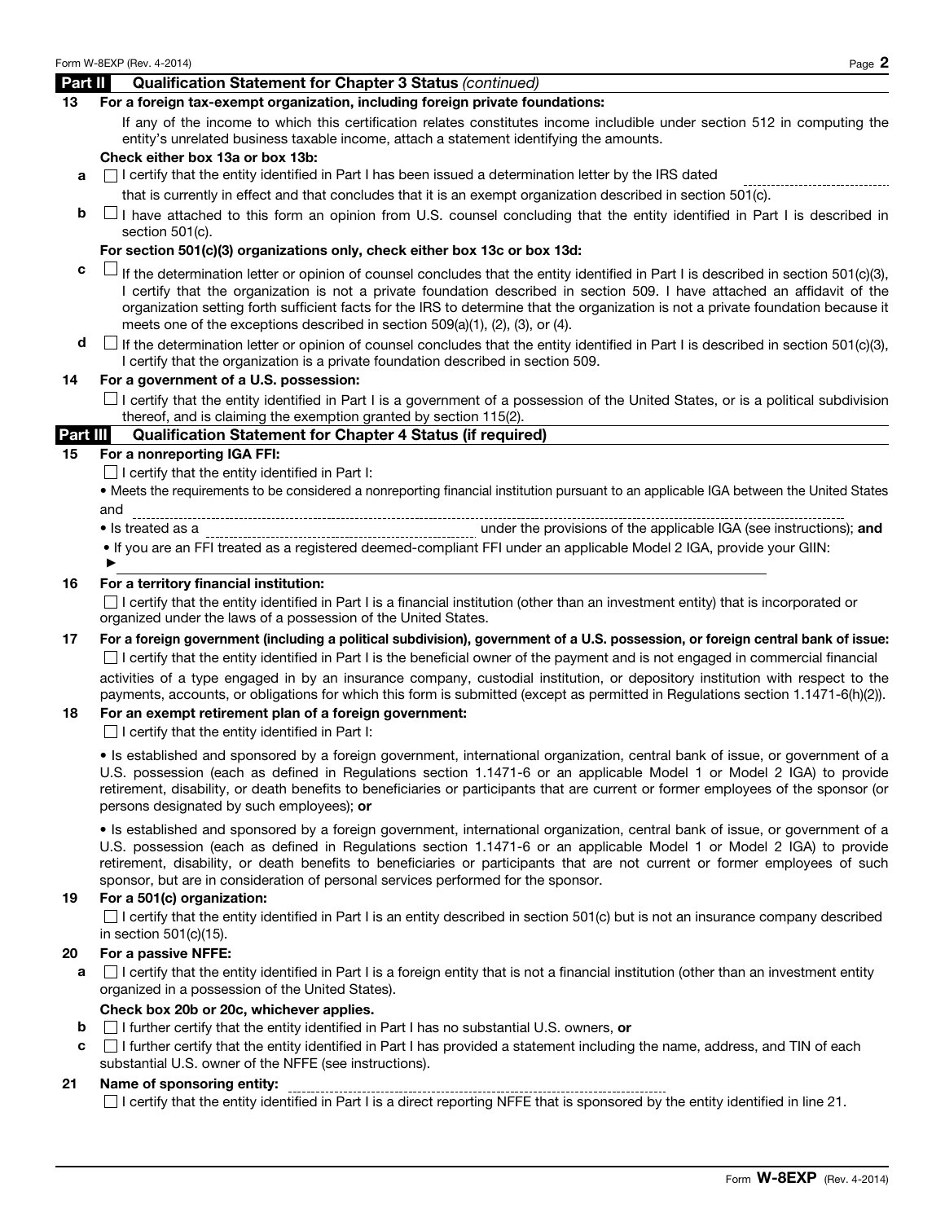## Part II Qualification Statement for Chapter 3 Status *(continued)*

**13 For a foreign tax-exempt organization, including foreign private foundations:**

If any of the income to which this certification relates constitutes income includible under section 512 in computing the entity's unrelated business taxable income, attach a statement identifying the amounts.

**Check either box 13a or box 13b:**

**a** ☐ I certify that the entity identified in Part I has been issued a determination letter by the IRS dated ________________ that is currently in effect and that concludes that it is an exempt organization described in section 501(c).

**b** ☐ I have attached to this form an opinion from U.S. counsel concluding that the entity identified in Part I is described in section 501(c).

**For section 501(c)(3) organizations only, check either box 13c or box 13d:**

**c** ☐ If the determination letter or opinion of counsel concludes that the entity identified in Part I is described in section 501(c)(3), I certify that the organization is not a private foundation described in section 509. I have attached an affidavit of the organization setting forth sufficient facts for the IRS to determine that the organization is not a private foundation because it meets one of the exceptions described in section 509(a)(1), (2), (3), or (4).

**d** ☐ If the determination letter or opinion of counsel concludes that the entity identified in Part I is described in section 501(c)(3), I certify that the organization is a private foundation described in section 509.

**14 For a government of a U.S. possession:**

☐ I certify that the entity identified in Part I is a government of a possession of the United States, or is a political subdivision thereof, and is claiming the exemption granted by section 115(2).

## Part III Qualification Statement for Chapter 4 Status (if required)

**15 For a nonreporting IGA FFI:**

☐ I certify that the entity identified in Part I:

- Meets the requirements to be considered a nonreporting financial institution pursuant to an applicable IGA between the United States and ________________
- Is treated as a ________________ under the provisions of the applicable IGA (see instructions); **and**
- If you are an FFI treated as a registered deemed-compliant FFI under an applicable Model 2 IGA, provide your GIIN: ► ________________

**16 For a territory financial institution:**

☐ I certify that the entity identified in Part I is a financial institution (other than an investment entity) that is incorporated or organized under the laws of a possession of the United States.

**17 For a foreign government (including a political subdivision), government of a U.S. possession, or foreign central bank of issue:**

☐ I certify that the entity identified in Part I is the beneficial owner of the payment and is not engaged in commercial financial activities of a type engaged in by an insurance company, custodial institution, or depository institution with respect to the payments, accounts, or obligations for which this form is submitted (except as permitted in Regulations section 1.1471-6(h)(2)).

**18 For an exempt retirement plan of a foreign government:**

☐ I certify that the entity identified in Part I:

- Is established and sponsored by a foreign government, international organization, central bank of issue, or government of a U.S. possession (each as defined in Regulations section 1.1471-6 or an applicable Model 1 or Model 2 IGA) to provide retirement, disability, or death benefits to beneficiaries or participants that are current or former employees of the sponsor (or persons designated by such employees); **or**
- Is established and sponsored by a foreign government, international organization, central bank of issue, or government of a U.S. possession (each as defined in Regulations section 1.1471-6 or an applicable Model 1 or Model 2 IGA) to provide retirement, disability, or death benefits to beneficiaries or participants that are not current or former employees of such sponsor, but are in consideration of personal services performed for the sponsor.

**19 For a 501(c) organization:**

☐ I certify that the entity identified in Part I is an entity described in section 501(c) but is not an insurance company described in section 501(c)(15).

**20 For a passive NFFE:**

**a** ☐ I certify that the entity identified in Part I is a foreign entity that is not a financial institution (other than an investment entity organized in a possession of the United States).

**Check box 20b or 20c, whichever applies.**

**b** ☐ I further certify that the entity identified in Part I has no substantial U.S. owners, **or**

**c** ☐ I further certify that the entity identified in Part I has provided a statement including the name, address, and TIN of each substantial U.S. owner of the NFFE (see instructions).

**21 Name of sponsoring entity:** ________________

☐ I certify that the entity identified in Part I is a direct reporting NFFE that is sponsored by the entity identified in line 21.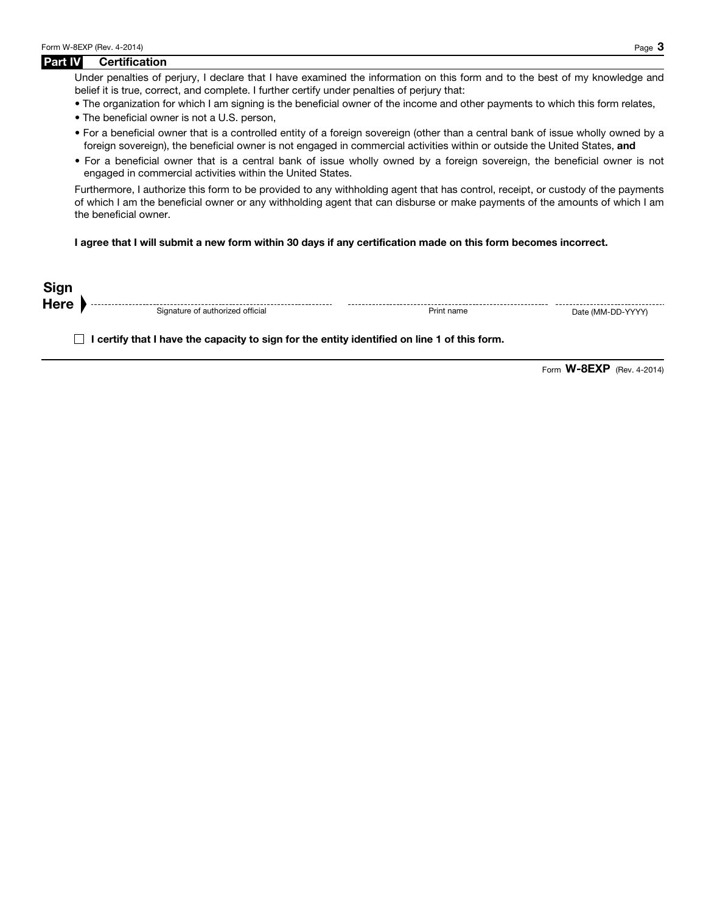## Part IV Certification

Under penalties of perjury, I declare that I have examined the information on this form and to the best of my knowledge and belief it is true, correct, and complete. I further certify under penalties of perjury that:

- The organization for which I am signing is the beneficial owner of the income and other payments to which this form relates,
- The beneficial owner is not a U.S. person,
- For a beneficial owner that is a controlled entity of a foreign sovereign (other than a central bank of issue wholly owned by a foreign sovereign), the beneficial owner is not engaged in commercial activities within or outside the United States, **and**
- For a beneficial owner that is a central bank of issue wholly owned by a foreign sovereign, the beneficial owner is not engaged in commercial activities within the United States.

Furthermore, I authorize this form to be provided to any withholding agent that has control, receipt, or custody of the payments of which I am the beneficial owner or any withholding agent that can disburse or make payments of the amounts of which I am the beneficial owner.

**I agree that I will submit a new form within 30 days if any certification made on this form becomes incorrect.**

**Sign Here**

Signature of authorized official | Print name | Date (MM-DD-YYYY)

☐ **I certify that I have the capacity to sign for the entity identified on line 1 of this form.**

Form **W-8EXP** (Rev. 4-2014)